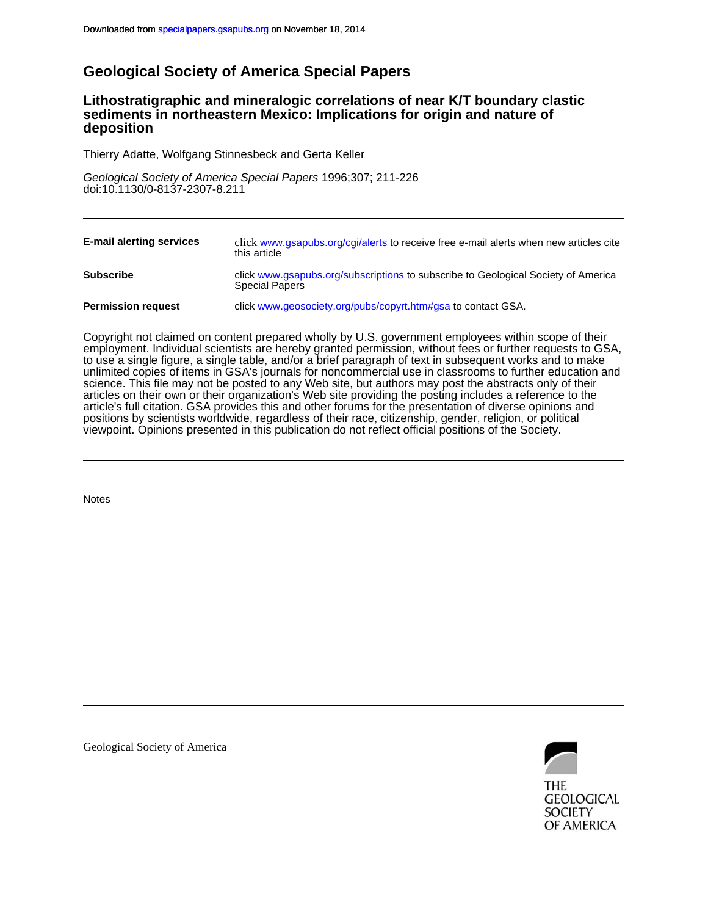Downloaded from specialpapers.gsapubs.org on November 18, 2014

# Geological Society of America Special Papers

## Lithostratigraphic and mineralogic correlations of near K/T boundary clastic sediments in northeastern Mexico: Implications for origin and nature of deposition

Thierry Adatte, Wolfgang Stinnesbeck and Gerta Keller

*Geological Society of America Special Papers* 1996;307; 211-226
doi:10.1130/0-8137-2307-8.211

| | |
|---|---|
| **E-mail alerting services** | click www.gsapubs.org/cgi/alerts to receive free e-mail alerts when new articles cite this article |
| **Subscribe** | click www.gsapubs.org/subscriptions to subscribe to Geological Society of America Special Papers |
| **Permission request** | click www.geosociety.org/pubs/copyrt.htm#gsa to contact GSA. |

Copyright not claimed on content prepared wholly by U.S. government employees within scope of their employment. Individual scientists are hereby granted permission, without fees or further requests to GSA, to use a single figure, a single table, and/or a brief paragraph of text in subsequent works and to make unlimited copies of items in GSA's journals for noncommercial use in classrooms to further education and science. This file may not be posted to any Web site, but authors may post the abstracts only of their articles on their own or their organization's Web site providing the posting includes a reference to the article's full citation. GSA provides this and other forums for the presentation of diverse opinions and positions by scientists worldwide, regardless of their race, citizenship, gender, religion, or political viewpoint. Opinions presented in this publication do not reflect official positions of the Society.

Notes

Geological Society of America

THE GEOLOGICAL SOCIETY OF AMERICA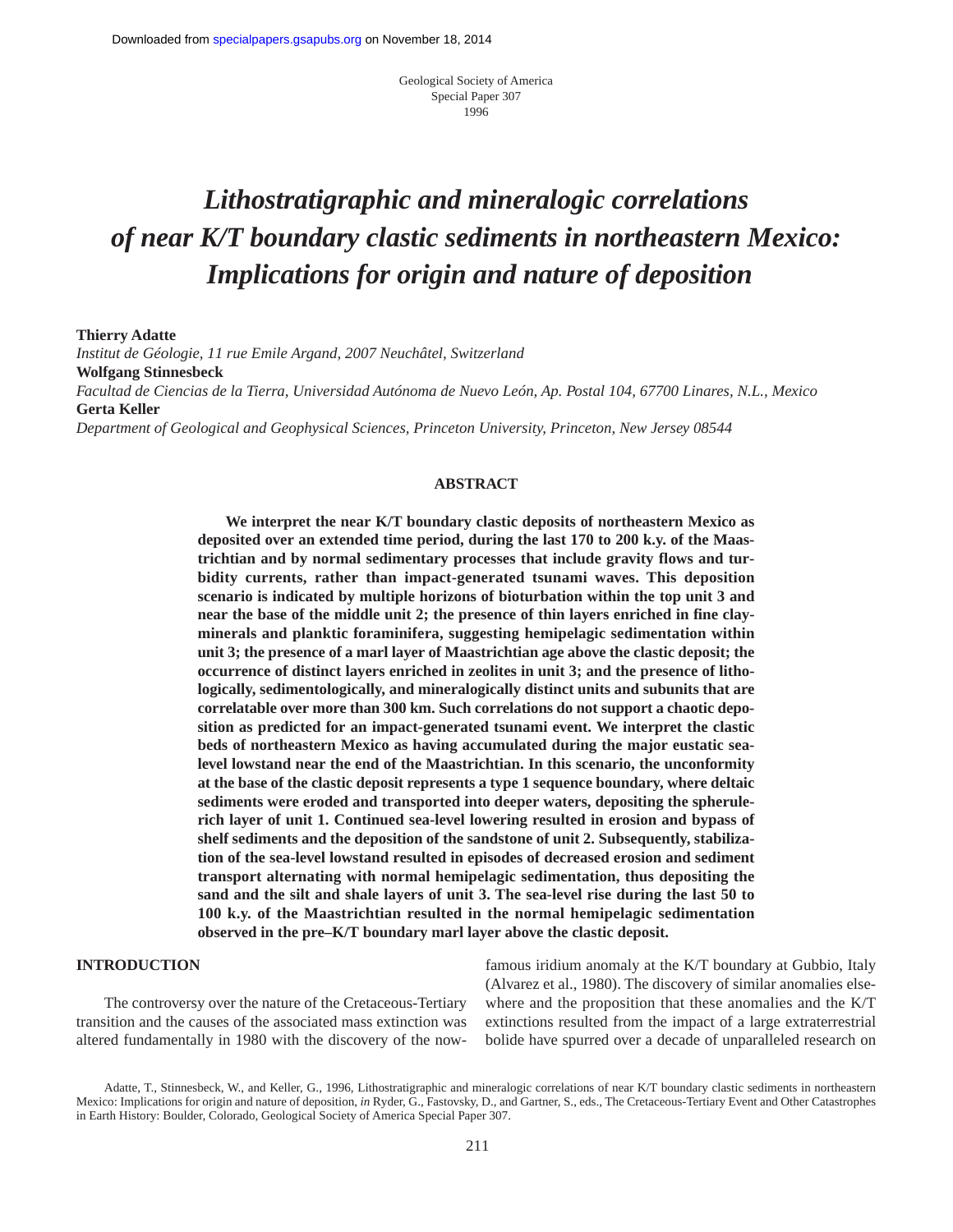Geological Society of America
Special Paper 307
1996

# *Lithostratigraphic and mineralogic correlations of near K/T boundary clastic sediments in northeastern Mexico: Implications for origin and nature of deposition*

**Thierry Adatte**
*Institut de Géologie, 11 rue Emile Argand, 2007 Neuchâtel, Switzerland*
**Wolfgang Stinnesbeck**
*Facultad de Ciencias de la Tierra, Universidad Autónoma de Nuevo León, Ap. Postal 104, 67700 Linares, N.L., Mexico*
**Gerta Keller**
*Department of Geological and Geophysical Sciences, Princeton University, Princeton, New Jersey 08544*

## ABSTRACT

**We interpret the near K/T boundary clastic deposits of northeastern Mexico as deposited over an extended time period, during the last 170 to 200 k.y. of the Maastrichtian and by normal sedimentary processes that include gravity flows and turbidity currents, rather than impact-generated tsunami waves. This deposition scenario is indicated by multiple horizons of bioturbation within the top unit 3 and near the base of the middle unit 2; the presence of thin layers enriched in fine clay-minerals and planktic foraminifera, suggesting hemipelagic sedimentation within unit 3; the presence of a marl layer of Maastrichtian age above the clastic deposit; the occurrence of distinct layers enriched in zeolites in unit 3; and the presence of lithologically, sedimentologically, and mineralogically distinct units and subunits that are correlatable over more than 300 km. Such correlations do not support a chaotic deposition as predicted for an impact-generated tsunami event. We interpret the clastic beds of northeastern Mexico as having accumulated during the major eustatic sea-level lowstand near the end of the Maastrichtian. In this scenario, the unconformity at the base of the clastic deposit represents a type 1 sequence boundary, where deltaic sediments were eroded and transported into deeper waters, depositing the spherule-rich layer of unit 1. Continued sea-level lowering resulted in erosion and bypass of shelf sediments and the deposition of the sandstone of unit 2. Subsequently, stabilization of the sea-level lowstand resulted in episodes of decreased erosion and sediment transport alternating with normal hemipelagic sedimentation, thus depositing the sand and the silt and shale layers of unit 3. The sea-level rise during the last 50 to 100 k.y. of the Maastrichtian resulted in the normal hemipelagic sedimentation observed in the pre–K/T boundary marl layer above the clastic deposit.**

## INTRODUCTION

The controversy over the nature of the Cretaceous-Tertiary transition and the causes of the associated mass extinction was altered fundamentally in 1980 with the discovery of the now-famous iridium anomaly at the K/T boundary at Gubbio, Italy (Alvarez et al., 1980). The discovery of similar anomalies elsewhere and the proposition that these anomalies and the K/T extinctions resulted from the impact of a large extraterrestrial bolide have spurred over a decade of unparalleled research on

Adatte, T., Stinnesbeck, W., and Keller, G., 1996, Lithostratigraphic and mineralogic correlations of near K/T boundary clastic sediments in northeastern Mexico: Implications for origin and nature of deposition, *in* Ryder, G., Fastovsky, D., and Gartner, S., eds., The Cretaceous-Tertiary Event and Other Catastrophes in Earth History: Boulder, Colorado, Geological Society of America Special Paper 307.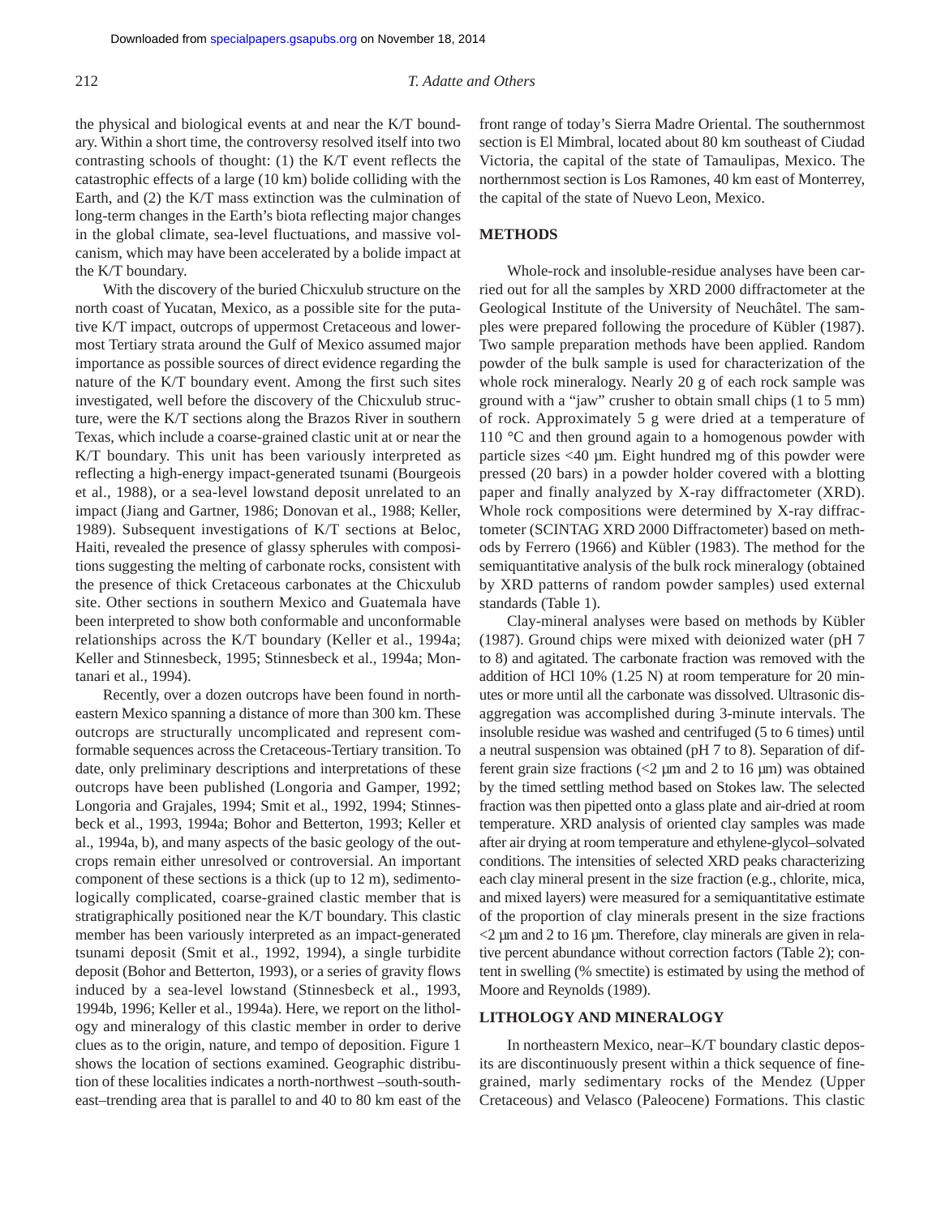the physical and biological events at and near the K/T boundary. Within a short time, the controversy resolved itself into two contrasting schools of thought: (1) the K/T event reflects the catastrophic effects of a large (10 km) bolide colliding with the Earth, and (2) the K/T mass extinction was the culmination of long-term changes in the Earth's biota reflecting major changes in the global climate, sea-level fluctuations, and massive volcanism, which may have been accelerated by a bolide impact at the K/T boundary.

With the discovery of the buried Chicxulub structure on the north coast of Yucatan, Mexico, as a possible site for the putative K/T impact, outcrops of uppermost Cretaceous and lowermost Tertiary strata around the Gulf of Mexico assumed major importance as possible sources of direct evidence regarding the nature of the K/T boundary event. Among the first such sites investigated, well before the discovery of the Chicxulub structure, were the K/T sections along the Brazos River in southern Texas, which include a coarse-grained clastic unit at or near the K/T boundary. This unit has been variously interpreted as reflecting a high-energy impact-generated tsunami (Bourgeois et al., 1988), or a sea-level lowstand deposit unrelated to an impact (Jiang and Gartner, 1986; Donovan et al., 1988; Keller, 1989). Subsequent investigations of K/T sections at Beloc, Haiti, revealed the presence of glassy spherules with compositions suggesting the melting of carbonate rocks, consistent with the presence of thick Cretaceous carbonates at the Chicxulub site. Other sections in southern Mexico and Guatemala have been interpreted to show both conformable and unconformable relationships across the K/T boundary (Keller et al., 1994a; Keller and Stinnesbeck, 1995; Stinnesbeck et al., 1994a; Montanari et al., 1994).

Recently, over a dozen outcrops have been found in northeastern Mexico spanning a distance of more than 300 km. These outcrops are structurally uncomplicated and represent comformable sequences across the Cretaceous-Tertiary transition. To date, only preliminary descriptions and interpretations of these outcrops have been published (Longoria and Gamper, 1992; Longoria and Grajales, 1994; Smit et al., 1992, 1994; Stinnesbeck et al., 1993, 1994a; Bohor and Betterton, 1993; Keller et al., 1994a, b), and many aspects of the basic geology of the outcrops remain either unresolved or controversial. An important component of these sections is a thick (up to 12 m), sedimentologically complicated, coarse-grained clastic member that is stratigraphically positioned near the K/T boundary. This clastic member has been variously interpreted as an impact-generated tsunami deposit (Smit et al., 1992, 1994), a single turbidite deposit (Bohor and Betterton, 1993), or a series of gravity flows induced by a sea-level lowstand (Stinnesbeck et al., 1993, 1994b, 1996; Keller et al., 1994a). Here, we report on the lithology and mineralogy of this clastic member in order to derive clues as to the origin, nature, and tempo of deposition. Figure 1 shows the location of sections examined. Geographic distribution of these localities indicates a north-northwest –south-southeast–trending area that is parallel to and 40 to 80 km east of the front range of today's Sierra Madre Oriental. The southernmost section is El Mimbral, located about 80 km southeast of Ciudad Victoria, the capital of the state of Tamaulipas, Mexico. The northernmost section is Los Ramones, 40 km east of Monterrey, the capital of the state of Nuevo Leon, Mexico.

## METHODS

Whole-rock and insoluble-residue analyses have been carried out for all the samples by XRD 2000 diffractometer at the Geological Institute of the University of Neuchâtel. The samples were prepared following the procedure of Kübler (1987). Two sample preparation methods have been applied. Random powder of the bulk sample is used for characterization of the whole rock mineralogy. Nearly 20 g of each rock sample was ground with a "jaw" crusher to obtain small chips (1 to 5 mm) of rock. Approximately 5 g were dried at a temperature of 110 °C and then ground again to a homogenous powder with particle sizes <40 µm. Eight hundred mg of this powder were pressed (20 bars) in a powder holder covered with a blotting paper and finally analyzed by X-ray diffractometer (XRD). Whole rock compositions were determined by X-ray diffractometer (SCINTAG XRD 2000 Diffractometer) based on methods by Ferrero (1966) and Kübler (1983). The method for the semiquantitative analysis of the bulk rock mineralogy (obtained by XRD patterns of random powder samples) used external standards (Table 1).

Clay-mineral analyses were based on methods by Kübler (1987). Ground chips were mixed with deionized water (pH 7 to 8) and agitated. The carbonate fraction was removed with the addition of HCl 10% (1.25 N) at room temperature for 20 minutes or more until all the carbonate was dissolved. Ultrasonic disaggregation was accomplished during 3-minute intervals. The insoluble residue was washed and centrifuged (5 to 6 times) until a neutral suspension was obtained (pH 7 to 8). Separation of different grain size fractions (<2 µm and 2 to 16 µm) was obtained by the timed settling method based on Stokes law. The selected fraction was then pipetted onto a glass plate and air-dried at room temperature. XRD analysis of oriented clay samples was made after air drying at room temperature and ethylene-glycol–solvated conditions. The intensities of selected XRD peaks characterizing each clay mineral present in the size fraction (e.g., chlorite, mica, and mixed layers) were measured for a semiquantitative estimate of the proportion of clay minerals present in the size fractions <2 µm and 2 to 16 µm. Therefore, clay minerals are given in relative percent abundance without correction factors (Table 2); content in swelling (% smectite) is estimated by using the method of Moore and Reynolds (1989).

## LITHOLOGY AND MINERALOGY

In northeastern Mexico, near–K/T boundary clastic deposits are discontinuously present within a thick sequence of fine-grained, marly sedimentary rocks of the Mendez (Upper Cretaceous) and Velasco (Paleocene) Formations. This clastic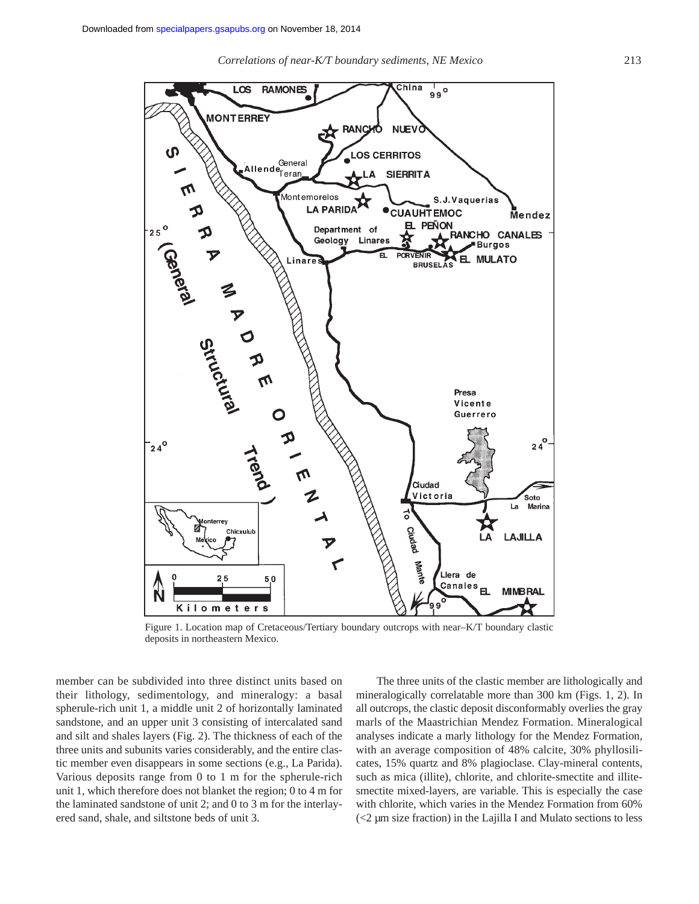Figure 1. Location map of Cretaceous/Tertiary boundary outcrops with near–K/T boundary clastic deposits in northeastern Mexico.

member can be subdivided into three distinct units based on their lithology, sedimentology, and mineralogy: a basal spherule-rich unit 1, a middle unit 2 of horizontally laminated sandstone, and an upper unit 3 consisting of intercalated sand and silt and shales layers (Fig. 2). The thickness of each of the three units and subunits varies considerably, and the entire clastic member even disappears in some sections (e.g., La Parida). Various deposits range from 0 to 1 m for the spherule-rich unit 1, which therefore does not blanket the region; 0 to 4 m for the laminated sandstone of unit 2; and 0 to 3 m for the interlayered sand, shale, and siltstone beds of unit 3.

The three units of the clastic member are lithologically and mineralogically correlatable more than 300 km (Figs. 1, 2). In all outcrops, the clastic deposit disconformably overlies the gray marls of the Maastrichian Mendez Formation. Mineralogical analyses indicate a marly lithology for the Mendez Formation, with an average composition of 48% calcite, 30% phyllosilicates, 15% quartz and 8% plagioclase. Clay-mineral contents, such as mica (illite), chlorite, and chlorite-smectite and illite-smectite mixed-layers, are variable. This is especially the case with chlorite, which varies in the Mendez Formation from 60% (<2 µm size fraction) in the Lajilla I and Mulato sections to less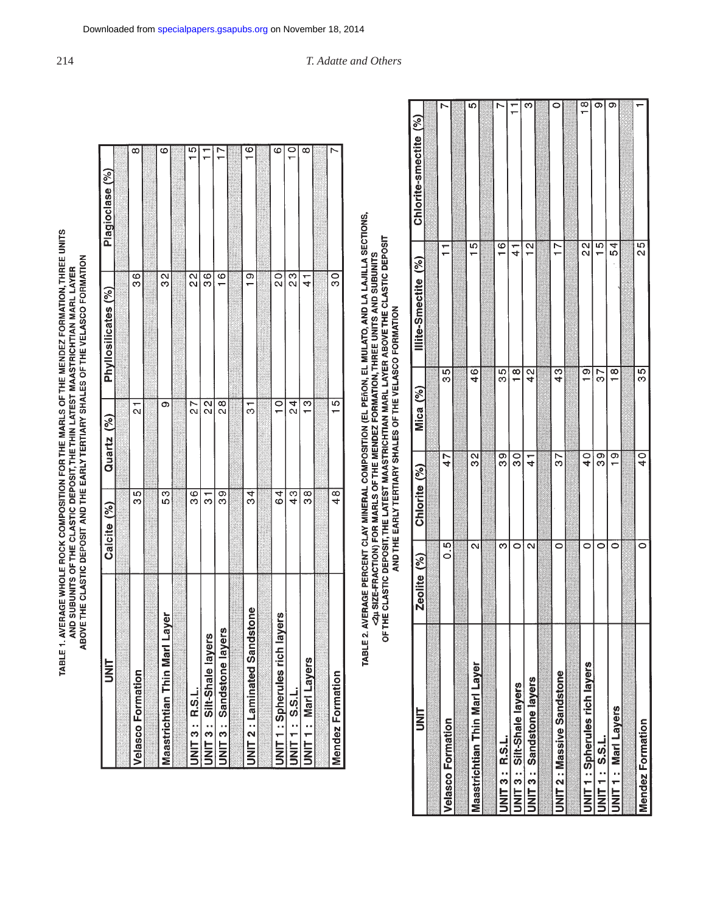**TABLE 1. AVERAGE WHOLE ROCK COMPOSITION FOR THE MARLS OF THE MENDEZ FORMATION, THREE UNITS AND SUBUNITS OF THE CLASTIC DEPOSIT, THE THIN LATEST MAASTRICHTIAN MARL LAYER ABOVE THE CLASTIC DEPOSIT AND THE EARLY TERTIARY SHALES OF THE VELASCO FORMATION**

| UNIT | Calcite (%) | Quartz (%) | Phyllosilicates (%) | Plagioclase (%) |
|---|---|---|---|---|
| Velasco Formation | 35 | 21 | 36 | 8 |
| Maastrichtian Thin Marl Layer | 53 | 9 | 32 | 6 |
| UNIT 3 : R.S.L. | 36 | 27 | 22 | 15 |
| UNIT 3 : Silt-Shale layers | 31 | 22 | 36 | 11 |
| UNIT 3 : Sandstone layers | 39 | 28 | 16 | 17 |
| UNIT 2 : Laminated Sandstone | 34 | 31 | 19 | 16 |
| UNIT 1 : Spherules rich layers | 64 | 10 | 20 | 6 |
| UNIT 1 : S.S.L. | 43 | 24 | 23 | 10 |
| UNIT 1 : Marl Layers | 38 | 13 | 41 | 8 |
| Mendez Formation | 48 | 15 | 30 | 7 |

**TABLE 2. AVERAGE PERCENT CLAY MINERAL COMPOSITION (EL PEÑON, EL MULATO, AND LA LAJILLA SECTIONS, <2µ SIZE-FRACTION) FOR MARLS OF THE MENDEZ FORMATION, THREE UNITS AND SUBUNITS OF THE CLASTIC DEPOSIT, THE LATEST MAASTRICHTIAN MARL LAYER ABOVE THE CLASTIC DEPOSIT AND THE EARLY TERTIARY SHALES OF THE VELASCO FORMATION**

| UNIT | Zeolite (%) | Chlorite (%) | Mica (%) | Illite-Smectite (%) | Chlorite-smectite (%) |
|---|---|---|---|---|---|
| Velasco Formation | 0.5 | 47 | 35 | 11 | 7 |
| Maastrichtian Thin Marl Layer | 2 | 32 | 46 | 15 | 5 |
| UNIT 3 : R.S.L. | 3 | 39 | 35 | 16 | 7 |
| UNIT 3 : Silt-Shale layers | 0 | 30 | 18 | 41 | 11 |
| UNIT 3 : Sandstone layers | 2 | 41 | 42 | 12 | 3 |
| UNIT 2 : Massive Sandstone | 0 | 37 | 43 | 17 | 0 |
| UNIT 1 : Spherules rich layers | 0 | 40 | 19 | 22 | 18 |
| UNIT 1 : S.S.L. | 0 | 39 | 37 | 15 | 9 |
| UNIT 1 : Marl Layers | 0 | 19 | 18 | 54 | 9 |
| Mendez Formation | 0 | 40 | 35 | 25 | 1 |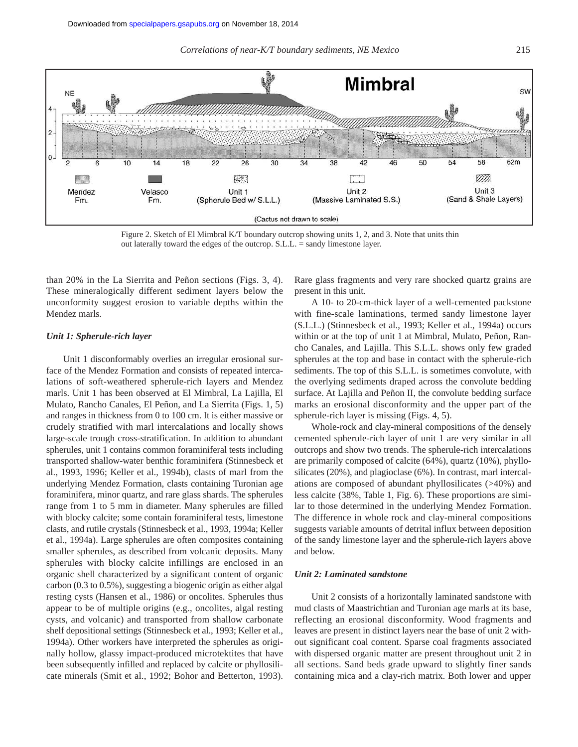Figure 2. Sketch of El Mimbral K/T boundary outcrop showing units 1, 2, and 3. Note that units thin out laterally toward the edges of the outcrop. S.L.L. = sandy limestone layer.

than 20% in the La Sierrita and Peñon sections (Figs. 3, 4). These mineralogically different sediment layers below the unconformity suggest erosion to variable depths within the Mendez marls.

### *Unit 1: Spherule-rich layer*

Unit 1 disconformably overlies an irregular erosional surface of the Mendez Formation and consists of repeated intercalations of soft-weathered spherule-rich layers and Mendez marls. Unit 1 has been observed at El Mimbral, La Lajilla, El Mulato, Rancho Canales, El Peñon, and La Sierrita (Figs. 1, 5) and ranges in thickness from 0 to 100 cm. It is either massive or crudely stratified with marl intercalations and locally shows large-scale trough cross-stratification. In addition to abundant spherules, unit 1 contains common foraminiferal tests including transported shallow-water benthic foraminifera (Stinnesbeck et al., 1993, 1996; Keller et al., 1994b), clasts of marl from the underlying Mendez Formation, clasts containing Turonian age foraminifera, minor quartz, and rare glass shards. The spherules range from 1 to 5 mm in diameter. Many spherules are filled with blocky calcite; some contain foraminiferal tests, limestone clasts, and rutile crystals (Stinnesbeck et al., 1993, 1994a; Keller et al., 1994a). Large spherules are often composites containing smaller spherules, as described from volcanic deposits. Many spherules with blocky calcite infillings are enclosed in an organic shell characterized by a significant content of organic carbon (0.3 to 0.5%), suggesting a biogenic origin as either algal resting cysts (Hansen et al., 1986) or oncolites. Spherules thus appear to be of multiple origins (e.g., oncolites, algal resting cysts, and volcanic) and transported from shallow carbonate shelf depositional settings (Stinnesbeck et al., 1993; Keller et al., 1994a). Other workers have interpreted the spherules as originally hollow, glassy impact-produced microtektites that have been subsequently infilled and replaced by calcite or phyllosilicate minerals (Smit et al., 1992; Bohor and Betterton, 1993). Rare glass fragments and very rare shocked quartz grains are present in this unit.

A 10- to 20-cm-thick layer of a well-cemented packstone with fine-scale laminations, termed sandy limestone layer (S.L.L.) (Stinnesbeck et al., 1993; Keller et al., 1994a) occurs within or at the top of unit 1 at Mimbral, Mulato, Peñon, Rancho Canales, and Lajilla. This S.L.L. shows only few graded spherules at the top and base in contact with the spherule-rich sediments. The top of this S.L.L. is sometimes convolute, with the overlying sediments draped across the convolute bedding surface. At Lajilla and Peñon II, the convolute bedding surface marks an erosional disconformity and the upper part of the spherule-rich layer is missing (Figs. 4, 5).

Whole-rock and clay-mineral compositions of the densely cemented spherule-rich layer of unit 1 are very similar in all outcrops and show two trends. The spherule-rich intercalations are primarily composed of calcite (64%), quartz (10%), phyllosilicates (20%), and plagioclase (6%). In contrast, marl intercalations are composed of abundant phyllosilicates (>40%) and less calcite (38%, Table 1, Fig. 6). These proportions are similar to those determined in the underlying Mendez Formation. The difference in whole rock and clay-mineral compositions suggests variable amounts of detrital influx between deposition of the sandy limestone layer and the spherule-rich layers above and below.

### *Unit 2: Laminated sandstone*

Unit 2 consists of a horizontally laminated sandstone with mud clasts of Maastrichtian and Turonian age marls at its base, reflecting an erosional disconformity. Wood fragments and leaves are present in distinct layers near the base of unit 2 without significant coal content. Sparse coal fragments associated with dispersed organic matter are present throughout unit 2 in all sections. Sand beds grade upward to slightly finer sands containing mica and a clay-rich matrix. Both lower and upper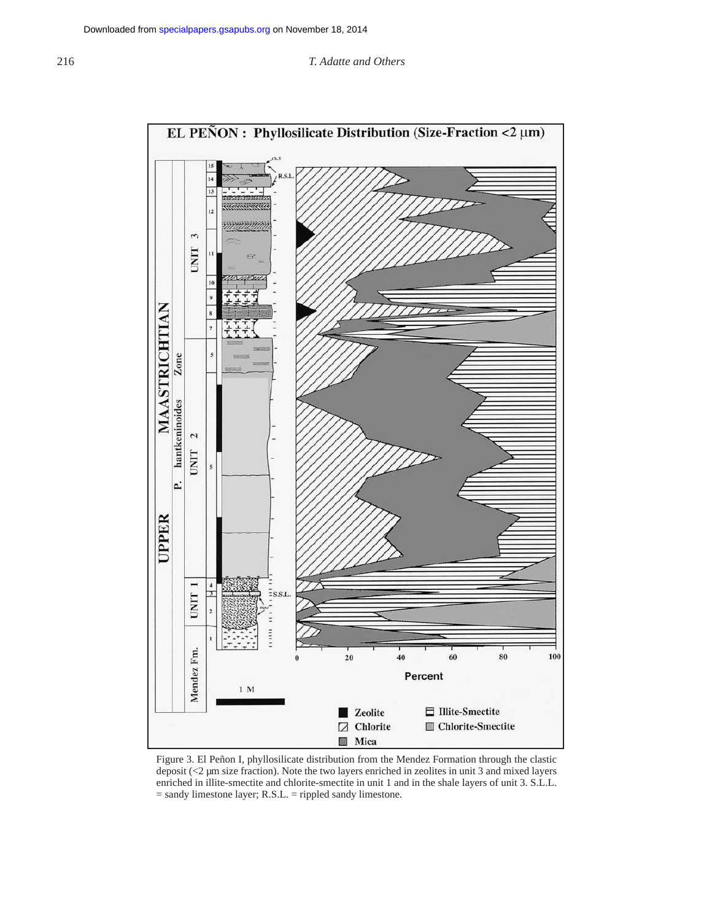Figure 3. El Peñon I, phyllosilicate distribution from the Mendez Formation through the clastic deposit (<2 µm size fraction). Note the two layers enriched in zeolites in unit 3 and mixed layers enriched in illite-smectite and chlorite-smectite in unit 1 and in the shale layers of unit 3. S.L.L. = sandy limestone layer; R.S.L. = rippled sandy limestone.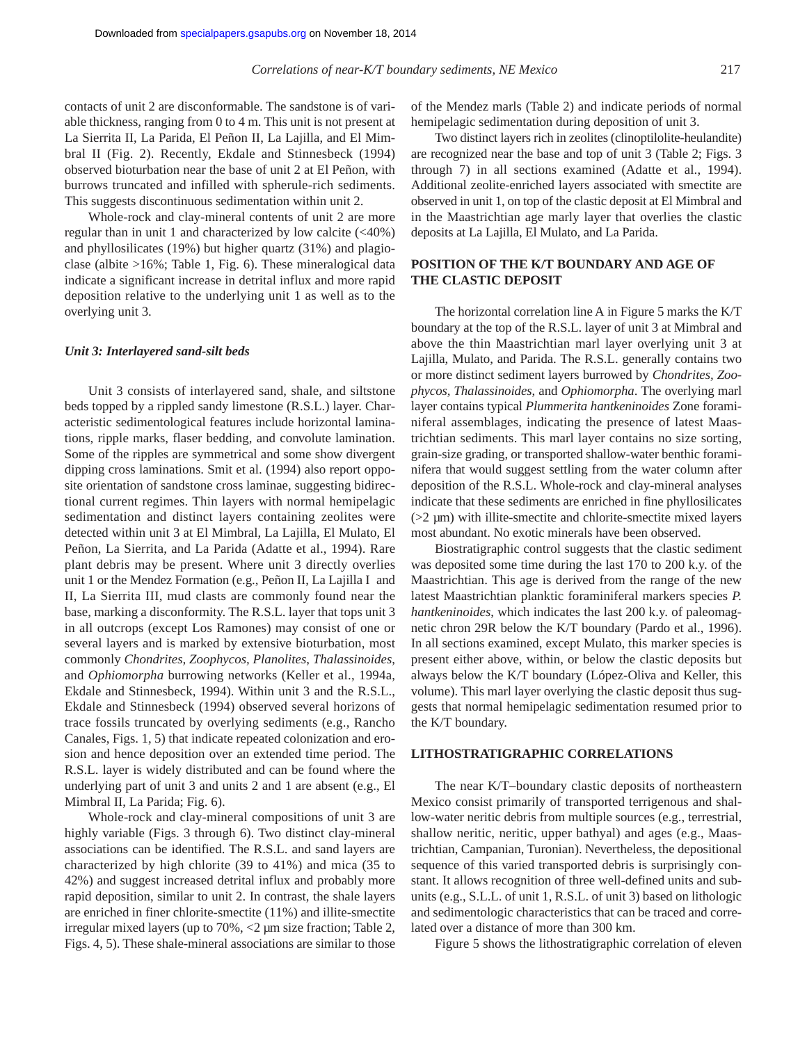contacts of unit 2 are disconformable. The sandstone is of variable thickness, ranging from 0 to 4 m. This unit is not present at La Sierrita II, La Parida, El Peñon II, La Lajilla, and El Mimbral II (Fig. 2). Recently, Ekdale and Stinnesbeck (1994) observed bioturbation near the base of unit 2 at El Peñon, with burrows truncated and infilled with spherule-rich sediments. This suggests discontinuous sedimentation within unit 2.

Whole-rock and clay-mineral contents of unit 2 are more regular than in unit 1 and characterized by low calcite (<40%) and phyllosilicates (19%) but higher quartz (31%) and plagioclase (albite >16%; Table 1, Fig. 6). These mineralogical data indicate a significant increase in detrital influx and more rapid deposition relative to the underlying unit 1 as well as to the overlying unit 3.

### *Unit 3: Interlayered sand-silt beds*

Unit 3 consists of interlayered sand, shale, and siltstone beds topped by a rippled sandy limestone (R.S.L.) layer. Characteristic sedimentological features include horizontal laminations, ripple marks, flaser bedding, and convolute lamination. Some of the ripples are symmetrical and some show divergent dipping cross laminations. Smit et al. (1994) also report opposite orientation of sandstone cross laminae, suggesting bidirectional current regimes. Thin layers with normal hemipelagic sedimentation and distinct layers containing zeolites were detected within unit 3 at El Mimbral, La Lajilla, El Mulato, El Peñon, La Sierrita, and La Parida (Adatte et al., 1994). Rare plant debris may be present. Where unit 3 directly overlies unit 1 or the Mendez Formation (e.g., Peñon II, La Lajilla I and II, La Sierrita III, mud clasts are commonly found near the base, marking a disconformity. The R.S.L. layer that tops unit 3 in all outcrops (except Los Ramones) may consist of one or several layers and is marked by extensive bioturbation, most commonly *Chondrites*, *Zoophycos*, *Planolites*, *Thalassinoides*, and *Ophiomorpha* burrowing networks (Keller et al., 1994a, Ekdale and Stinnesbeck, 1994). Within unit 3 and the R.S.L., Ekdale and Stinnesbeck (1994) observed several horizons of trace fossils truncated by overlying sediments (e.g., Rancho Canales, Figs. 1, 5) that indicate repeated colonization and erosion and hence deposition over an extended time period. The R.S.L. layer is widely distributed and can be found where the underlying part of unit 3 and units 2 and 1 are absent (e.g., El Mimbral II, La Parida; Fig. 6).

Whole-rock and clay-mineral compositions of unit 3 are highly variable (Figs. 3 through 6). Two distinct clay-mineral associations can be identified. The R.S.L. and sand layers are characterized by high chlorite (39 to 41%) and mica (35 to 42%) and suggest increased detrital influx and probably more rapid deposition, similar to unit 2. In contrast, the shale layers are enriched in finer chlorite-smectite (11%) and illite-smectite irregular mixed layers (up to 70%, <2 µm size fraction; Table 2, Figs. 4, 5). These shale-mineral associations are similar to those of the Mendez marls (Table 2) and indicate periods of normal hemipelagic sedimentation during deposition of unit 3.

Two distinct layers rich in zeolites (clinoptilolite-heulandite) are recognized near the base and top of unit 3 (Table 2; Figs. 3 through 7) in all sections examined (Adatte et al., 1994). Additional zeolite-enriched layers associated with smectite are observed in unit 1, on top of the clastic deposit at El Mimbral and in the Maastrichtian age marly layer that overlies the clastic deposits at La Lajilla, El Mulato, and La Parida.

## POSITION OF THE K/T BOUNDARY AND AGE OF THE CLASTIC DEPOSIT

The horizontal correlation line A in Figure 5 marks the K/T boundary at the top of the R.S.L. layer of unit 3 at Mimbral and above the thin Maastrichtian marl layer overlying unit 3 at Lajilla, Mulato, and Parida. The R.S.L. generally contains two or more distinct sediment layers burrowed by *Chondrites*, *Zoophycos*, *Thalassinoides*, and *Ophiomorpha*. The overlying marl layer contains typical *Plummerita hantkeninoides* Zone foraminiferal assemblages, indicating the presence of latest Maastrichtian sediments. This marl layer contains no size sorting, grain-size grading, or transported shallow-water benthic foraminifera that would suggest settling from the water column after deposition of the R.S.L. Whole-rock and clay-mineral analyses indicate that these sediments are enriched in fine phyllosilicates (>2 µm) with illite-smectite and chlorite-smectite mixed layers most abundant. No exotic minerals have been observed.

Biostratigraphic control suggests that the clastic sediment was deposited some time during the last 170 to 200 k.y. of the Maastrichtian. This age is derived from the range of the new latest Maastrichtian planktic foraminiferal markers species *P. hantkeninoides*, which indicates the last 200 k.y. of paleomagnetic chron 29R below the K/T boundary (Pardo et al., 1996). In all sections examined, except Mulato, this marker species is present either above, within, or below the clastic deposits but always below the K/T boundary (López-Oliva and Keller, this volume). This marl layer overlying the clastic deposit thus suggests that normal hemipelagic sedimentation resumed prior to the K/T boundary.

## LITHOSTRATIGRAPHIC CORRELATIONS

The near K/T–boundary clastic deposits of northeastern Mexico consist primarily of transported terrigenous and shallow-water neritic debris from multiple sources (e.g., terrestrial, shallow neritic, neritic, upper bathyal) and ages (e.g., Maastrichtian, Campanian, Turonian). Nevertheless, the depositional sequence of this varied transported debris is surprisingly constant. It allows recognition of three well-defined units and subunits (e.g., S.L.L. of unit 1, R.S.L. of unit 3) based on lithologic and sedimentologic characteristics that can be traced and correlated over a distance of more than 300 km.

Figure 5 shows the lithostratigraphic correlation of eleven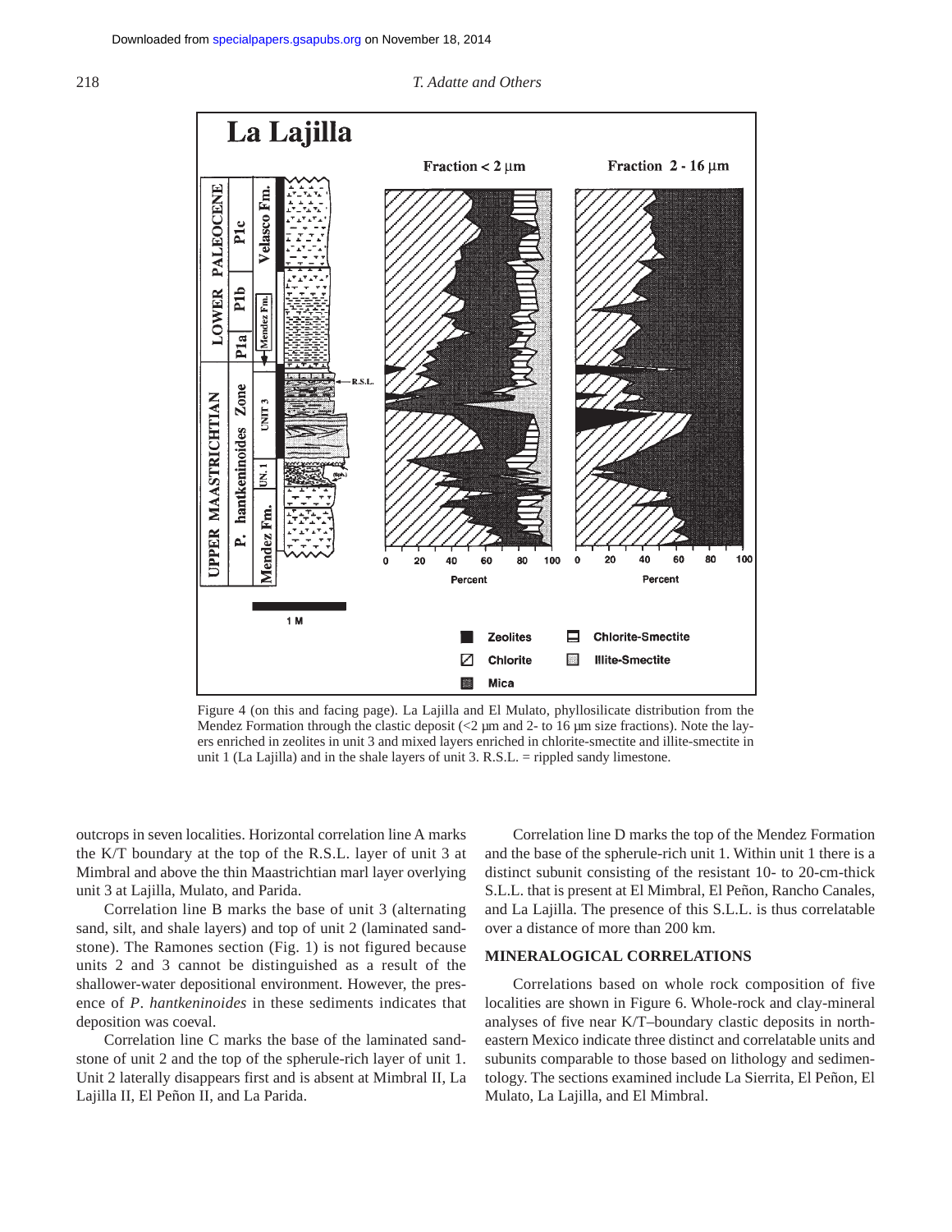Figure 4 (on this and facing page). La Lajilla and El Mulato, phyllosilicate distribution from the Mendez Formation through the clastic deposit (<2 µm and 2- to 16 µm size fractions). Note the layers enriched in zeolites in unit 3 and mixed layers enriched in chlorite-smectite and illite-smectite in unit 1 (La Lajilla) and in the shale layers of unit 3. R.S.L. = rippled sandy limestone.

outcrops in seven localities. Horizontal correlation line A marks the K/T boundary at the top of the R.S.L. layer of unit 3 at Mimbral and above the thin Maastrichtian marl layer overlying unit 3 at Lajilla, Mulato, and Parida.

Correlation line B marks the base of unit 3 (alternating sand, silt, and shale layers) and top of unit 2 (laminated sandstone). The Ramones section (Fig. 1) is not figured because units 2 and 3 cannot be distinguished as a result of the shallower-water depositional environment. However, the presence of *P. hantkeninoides* in these sediments indicates that deposition was coeval.

Correlation line C marks the base of the laminated sandstone of unit 2 and the top of the spherule-rich layer of unit 1. Unit 2 laterally disappears first and is absent at Mimbral II, La Lajilla II, El Peñon II, and La Parida.

Correlation line D marks the top of the Mendez Formation and the base of the spherule-rich unit 1. Within unit 1 there is a distinct subunit consisting of the resistant 10- to 20-cm-thick S.L.L. that is present at El Mimbral, El Peñon, Rancho Canales, and La Lajilla. The presence of this S.L.L. is thus correlatable over a distance of more than 200 km.

## MINERALOGICAL CORRELATIONS

Correlations based on whole rock composition of five localities are shown in Figure 6. Whole-rock and clay-mineral analyses of five near K/T–boundary clastic deposits in northeastern Mexico indicate three distinct and correlatable units and subunits comparable to those based on lithology and sedimentology. The sections examined include La Sierrita, El Peñon, El Mulato, La Lajilla, and El Mimbral.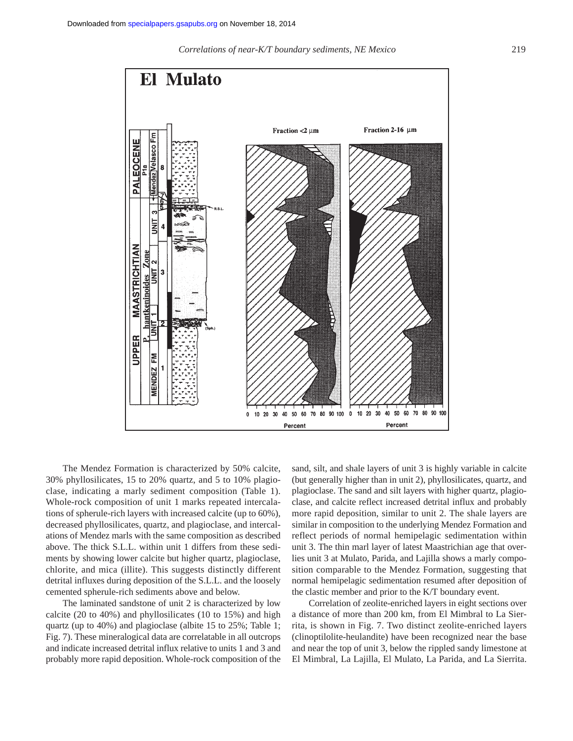The Mendez Formation is characterized by 50% calcite, 30% phyllosilicates, 15 to 20% quartz, and 5 to 10% plagioclase, indicating a marly sediment composition (Table 1). Whole-rock composition of unit 1 marks repeated intercalations of spherule-rich layers with increased calcite (up to 60%), decreased phyllosilicates, quartz, and plagioclase, and intercalations of Mendez marls with the same composition as described above. The thick S.L.L. within unit 1 differs from these sediments by showing lower calcite but higher quartz, plagioclase, chlorite, and mica (illite). This suggests distinctly different detrital influxes during deposition of the S.L.L. and the loosely cemented spherule-rich sediments above and below.

The laminated sandstone of unit 2 is characterized by low calcite (20 to 40%) and phyllosilicates (10 to 15%) and high quartz (up to 40%) and plagioclase (albite 15 to 25%; Table 1; Fig. 7). These mineralogical data are correlatable in all outcrops and indicate increased detrital influx relative to units 1 and 3 and probably more rapid deposition. Whole-rock composition of the sand, silt, and shale layers of unit 3 is highly variable in calcite (but generally higher than in unit 2), phyllosilicates, quartz, and plagioclase. The sand and silt layers with higher quartz, plagioclase, and calcite reflect increased detrital influx and probably more rapid deposition, similar to unit 2. The shale layers are similar in composition to the underlying Mendez Formation and reflect periods of normal hemipelagic sedimentation within unit 3. The thin marl layer of latest Maastrichtian age that overlies unit 3 at Mulato, Parida, and Lajilla shows a marly composition comparable to the Mendez Formation, suggesting that normal hemipelagic sedimentation resumed after deposition of the clastic member and prior to the K/T boundary event.

Correlation of zeolite-enriched layers in eight sections over a distance of more than 200 km, from El Mimbral to La Sierrita, is shown in Fig. 7. Two distinct zeolite-enriched layers (clinoptilolite-heulandite) have been recognized near the base and near the top of unit 3, below the rippled sandy limestone at El Mimbral, La Lajilla, El Mulato, La Parida, and La Sierrita.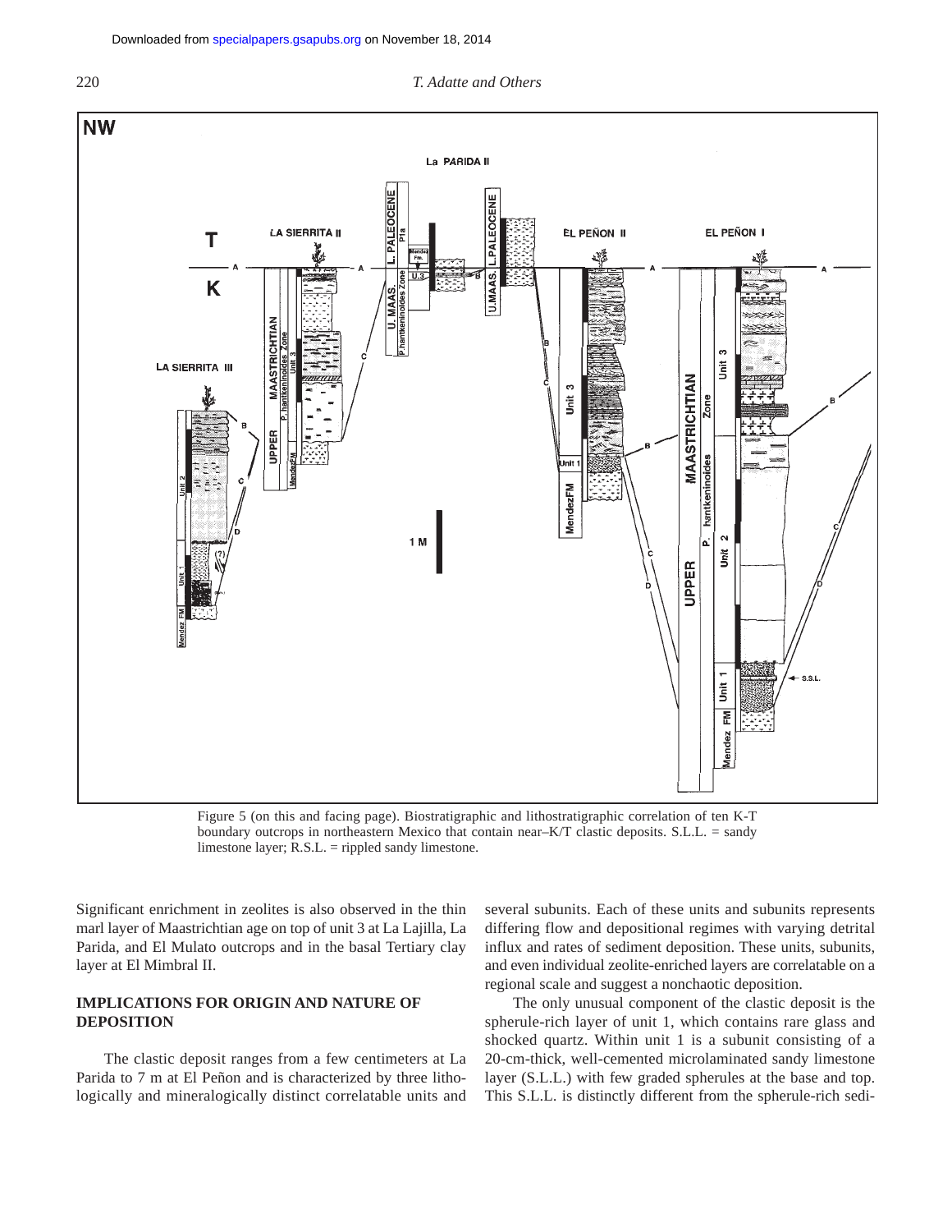Figure 5 (on this and facing page). Biostratigraphic and lithostratigraphic correlation of ten K-T boundary outcrops in northeastern Mexico that contain near–K/T clastic deposits. S.L.L. = sandy limestone layer; R.S.L. = rippled sandy limestone.

Significant enrichment in zeolites is also observed in the thin marl layer of Maastrichtian age on top of unit 3 at La Lajilla, La Parida, and El Mulato outcrops and in the basal Tertiary clay layer at El Mimbral II.

## IMPLICATIONS FOR ORIGIN AND NATURE OF DEPOSITION

The clastic deposit ranges from a few centimeters at La Parida to 7 m at El Peñon and is characterized by three lithologically and mineralogically distinct correlatable units and several subunits. Each of these units and subunits represents differing flow and depositional regimes with varying detrital influx and rates of sediment deposition. These units, subunits, and even individual zeolite-enriched layers are correlatable on a regional scale and suggest a nonchaotic deposition.

The only unusual component of the clastic deposit is the spherule-rich layer of unit 1, which contains rare glass and shocked quartz. Within unit 1 is a subunit consisting of a 20-cm-thick, well-cemented microlaminated sandy limestone layer (S.L.L.) with few graded spherules at the base and top. This S.L.L. is distinctly different from the spherule-rich sedi-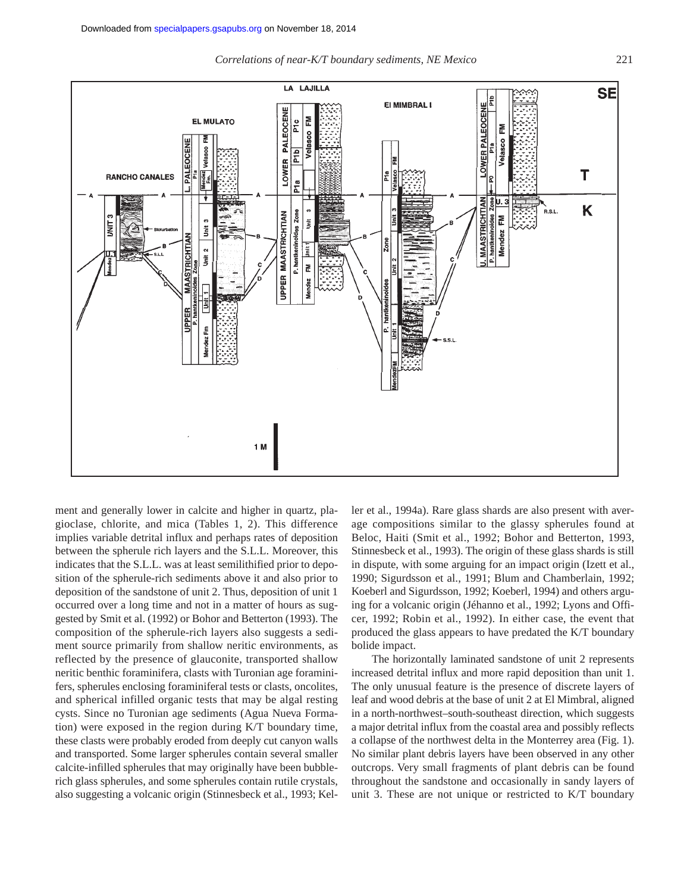ment and generally lower in calcite and higher in quartz, plagioclase, chlorite, and mica (Tables 1, 2). This difference implies variable detrital influx and perhaps rates of deposition between the spherule rich layers and the S.L.L. Moreover, this indicates that the S.L.L. was at least semilithified prior to deposition of the spherule-rich sediments above it and also prior to deposition of the sandstone of unit 2. Thus, deposition of unit 1 occurred over a long time and not in a matter of hours as suggested by Smit et al. (1992) or Bohor and Betterton (1993). The composition of the spherule-rich layers also suggests a sediment source primarily from shallow neritic environments, as reflected by the presence of glauconite, transported shallow neritic benthic foraminifera, clasts with Turonian age foraminifers, spherules enclosing foraminiferal tests or clasts, oncolites, and spherical infilled organic tests that may be algal resting cysts. Since no Turonian age sediments (Agua Nueva Formation) were exposed in the region during K/T boundary time, these clasts were probably eroded from deeply cut canyon walls and transported. Some larger spherules contain several smaller calcite-infilled spherules that may originally have been bubble-rich glass spherules, and some spherules contain rutile crystals, also suggesting a volcanic origin (Stinnesbeck et al., 1993; Keller et al., 1994a). Rare glass shards are also present with average compositions similar to the glassy spherules found at Beloc, Haiti (Smit et al., 1992; Bohor and Betterton, 1993, Stinnesbeck et al., 1993). The origin of these glass shards is still in dispute, with some arguing for an impact origin (Izett et al., 1990; Sigurdsson et al., 1991; Blum and Chamberlain, 1992; Koeberl and Sigurdsson, 1992; Koeberl, 1994) and others arguing for a volcanic origin (Jéhanno et al., 1992; Lyons and Officer, 1992; Robin et al., 1992). In either case, the event that produced the glass appears to have predated the K/T boundary bolide impact.

The horizontally laminated sandstone of unit 2 represents increased detrital influx and more rapid deposition than unit 1. The only unusual feature is the presence of discrete layers of leaf and wood debris at the base of unit 2 at El Mimbral, aligned in a north-northwest–south-southeast direction, which suggests a major detrital influx from the coastal area and possibly reflects a collapse of the northwest delta in the Monterrey area (Fig. 1). No similar plant debris layers have been observed in any other outcrops. Very small fragments of plant debris can be found throughout the sandstone and occasionally in sandy layers of unit 3. These are not unique or restricted to K/T boundary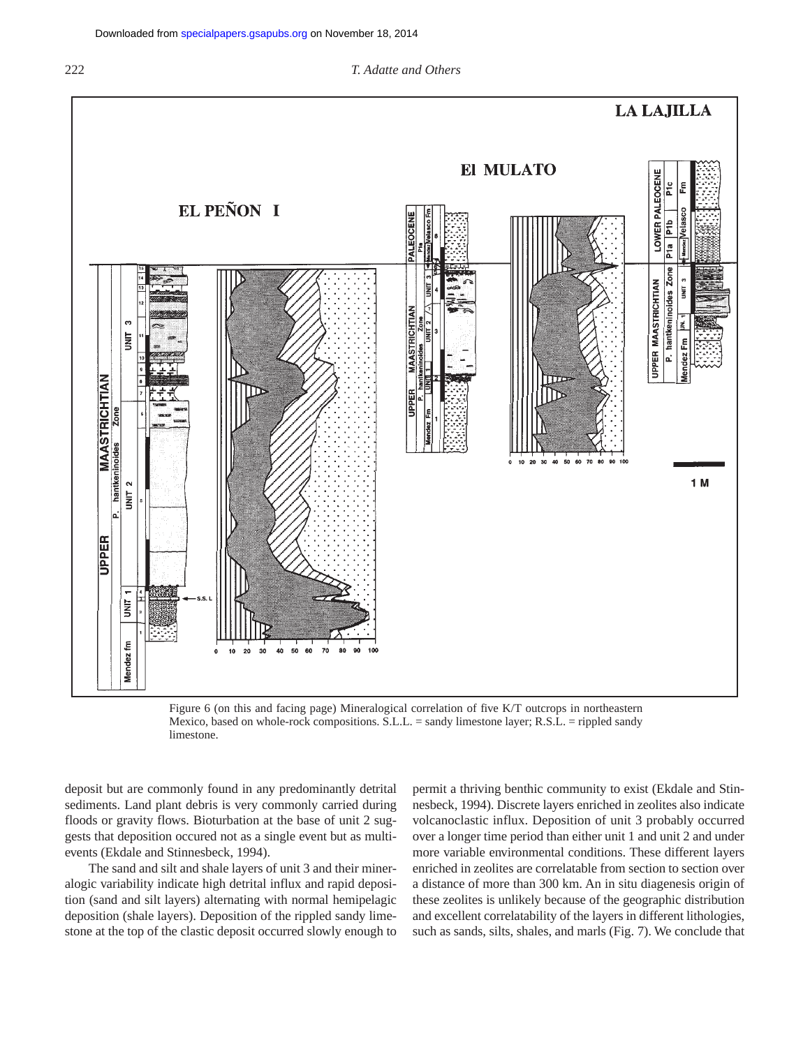Figure 6 (on this and facing page) Mineralogical correlation of five K/T outcrops in northeastern Mexico, based on whole-rock compositions. S.L.L. = sandy limestone layer; R.S.L. = rippled sandy limestone.

deposit but are commonly found in any predominantly detrital sediments. Land plant debris is very commonly carried during floods or gravity flows. Bioturbation at the base of unit 2 suggests that deposition occured not as a single event but as multi-events (Ekdale and Stinnesbeck, 1994).

The sand and silt and shale layers of unit 3 and their mineralogic variability indicate high detrital influx and rapid deposition (sand and silt layers) alternating with normal hemipelagic deposition (shale layers). Deposition of the rippled sandy limestone at the top of the clastic deposit occurred slowly enough to permit a thriving benthic community to exist (Ekdale and Stinnesbeck, 1994). Discrete layers enriched in zeolites also indicate volcanoclastic influx. Deposition of unit 3 probably occurred over a longer time period than either unit 1 and unit 2 and under more variable environmental conditions. These different layers enriched in zeolites are correlatable from section to section over a distance of more than 300 km. An in situ diagenesis origin of these zeolites is unlikely because of the geographic distribution and excellent correlatability of the layers in different lithologies, such as sands, silts, shales, and marls (Fig. 7). We conclude that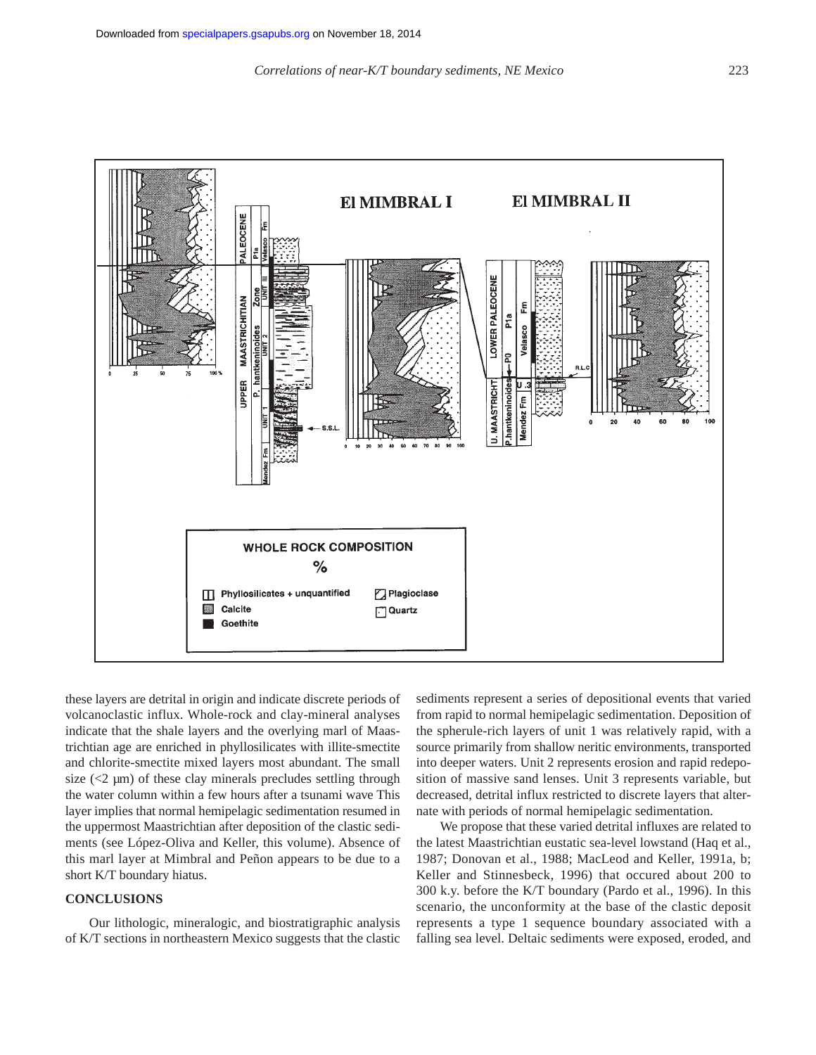these layers are detrital in origin and indicate discrete periods of volcanoclastic influx. Whole-rock and clay-mineral analyses indicate that the shale layers and the overlying marl of Maastrichtian age are enriched in phyllosilicates with illite-smectite and chlorite-smectite mixed layers most abundant. The small size (<2 µm) of these clay minerals precludes settling through the water column within a few hours after a tsunami wave This layer implies that normal hemipelagic sedimentation resumed in the uppermost Maastrichtian after deposition of the clastic sediments (see López-Oliva and Keller, this volume). Absence of this marl layer at Mimbral and Peñon appears to be due to a short K/T boundary hiatus.

## CONCLUSIONS

Our lithologic, mineralogic, and biostratigraphic analysis of K/T sections in northeastern Mexico suggests that the clastic sediments represent a series of depositional events that varied from rapid to normal hemipelagic sedimentation. Deposition of the spherule-rich layers of unit 1 was relatively rapid, with a source primarily from shallow neritic environments, transported into deeper waters. Unit 2 represents erosion and rapid redeposition of massive sand lenses. Unit 3 represents variable, but decreased, detrital influx restricted to discrete layers that alternate with periods of normal hemipelagic sedimentation.

We propose that these varied detrital influxes are related to the latest Maastrichtian eustatic sea-level lowstand (Haq et al., 1987; Donovan et al., 1988; MacLeod and Keller, 1991a, b; Keller and Stinnesbeck, 1996) that occured about 200 to 300 k.y. before the K/T boundary (Pardo et al., 1996). In this scenario, the unconformity at the base of the clastic deposit represents a type 1 sequence boundary associated with a falling sea level. Deltaic sediments were exposed, eroded, and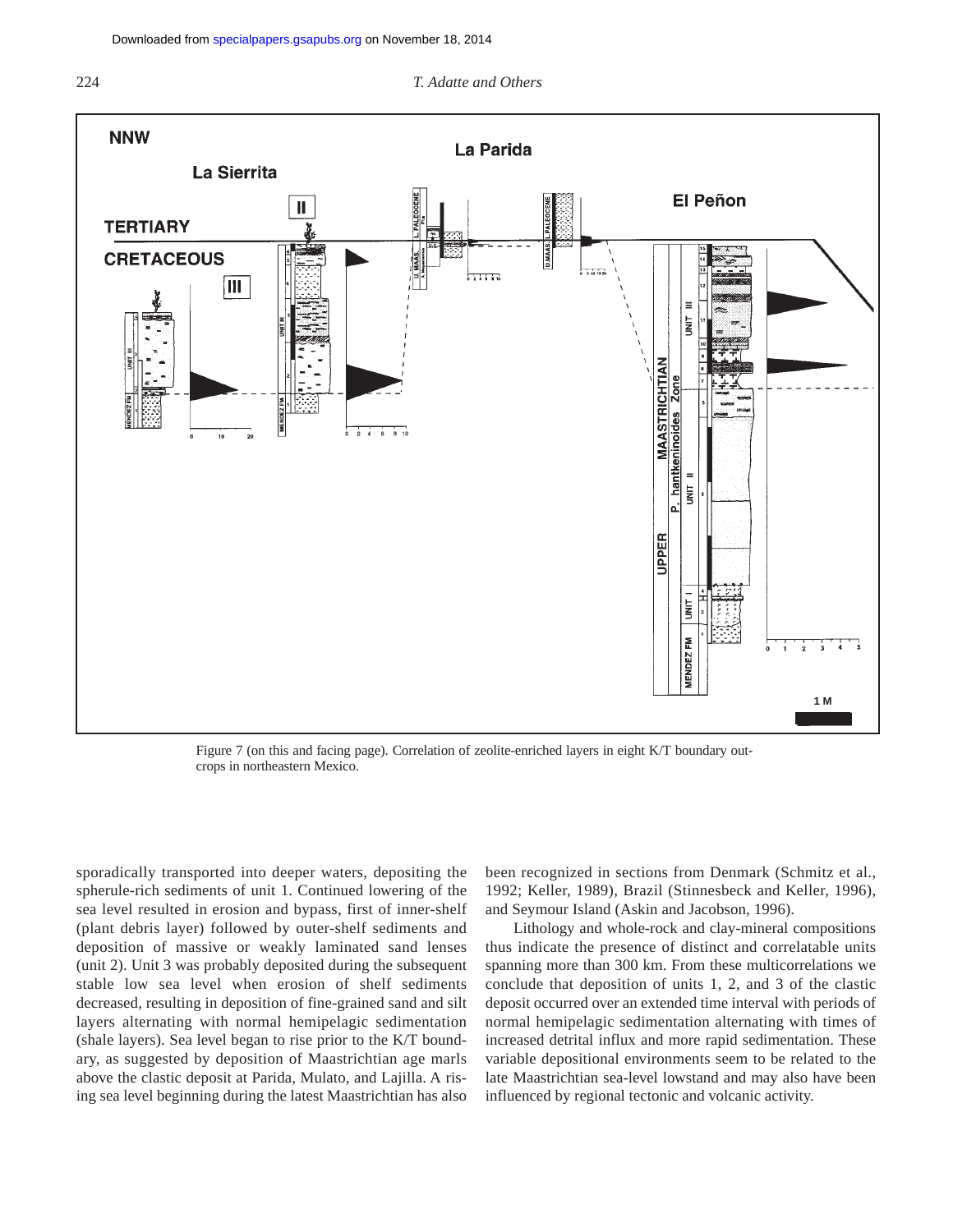Figure 7 (on this and facing page). Correlation of zeolite-enriched layers in eight K/T boundary outcrops in northeastern Mexico.

sporadically transported into deeper waters, depositing the spherule-rich sediments of unit 1. Continued lowering of the sea level resulted in erosion and bypass, first of inner-shelf (plant debris layer) followed by outer-shelf sediments and deposition of massive or weakly laminated sand lenses (unit 2). Unit 3 was probably deposited during the subsequent stable low sea level when erosion of shelf sediments decreased, resulting in deposition of fine-grained sand and silt layers alternating with normal hemipelagic sedimentation (shale layers). Sea level began to rise prior to the K/T boundary, as suggested by deposition of Maastrichtian age marls above the clastic deposit at Parida, Mulato, and Lajilla. A rising sea level beginning during the latest Maastrichtian has also been recognized in sections from Denmark (Schmitz et al., 1992; Keller, 1989), Brazil (Stinnesbeck and Keller, 1996), and Seymour Island (Askin and Jacobson, 1996).

Lithology and whole-rock and clay-mineral compositions thus indicate the presence of distinct and correlatable units spanning more than 300 km. From these multicorrelations we conclude that deposition of units 1, 2, and 3 of the clastic deposit occurred over an extended time interval with periods of normal hemipelagic sedimentation alternating with times of increased detrital influx and more rapid sedimentation. These variable depositional environments seem to be related to the late Maastrichtian sea-level lowstand and may also have been influenced by regional tectonic and volcanic activity.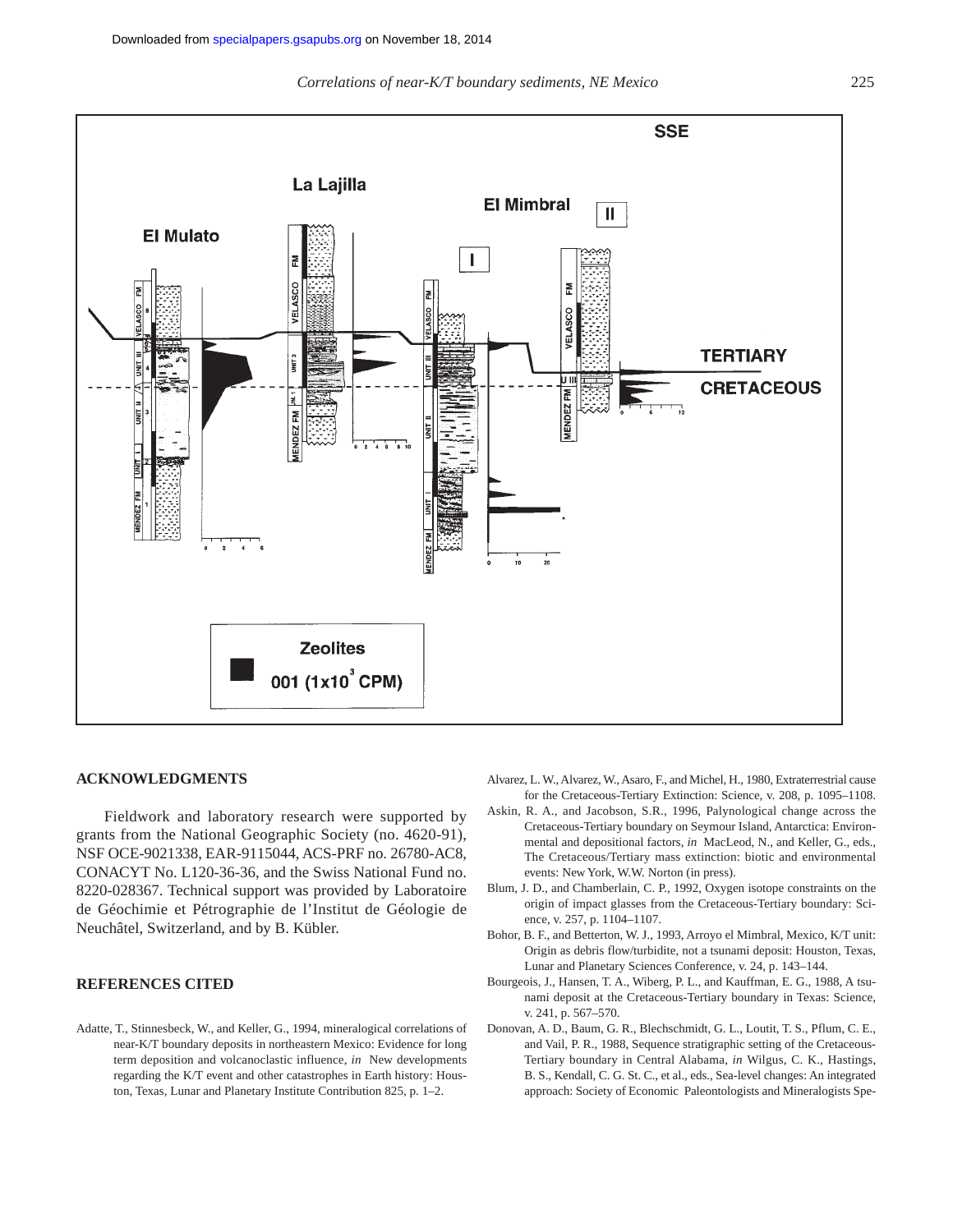## ACKNOWLEDGMENTS

Fieldwork and laboratory research were supported by grants from the National Geographic Society (no. 4620-91), NSF OCE-9021338, EAR-9115044, ACS-PRF no. 26780-AC8, CONACYT No. L120-36-36, and the Swiss National Fund no. 8220-028367. Technical support was provided by Laboratoire de Géochimie et Pétrographie de l'Institut de Géologie de Neuchâtel, Switzerland, and by B. Kübler.

## REFERENCES CITED

Adatte, T., Stinnesbeck, W., and Keller, G., 1994, mineralogical correlations of near-K/T boundary deposits in northeastern Mexico: Evidence for long term deposition and volcanoclastic influence, *in* New developments regarding the K/T event and other catastrophes in Earth history: Houston, Texas, Lunar and Planetary Institute Contribution 825, p. 1–2.

Alvarez, L. W., Alvarez, W., Asaro, F., and Michel, H., 1980, Extraterrestrial cause for the Cretaceous-Tertiary Extinction: Science, v. 208, p. 1095–1108.

Askin, R. A., and Jacobson, S.R., 1996, Palynological change across the Cretaceous-Tertiary boundary on Seymour Island, Antarctica: Environmental and depositional factors, *in* MacLeod, N., and Keller, G., eds., The Cretaceous/Tertiary mass extinction: biotic and environmental events: New York, W.W. Norton (in press).

Blum, J. D., and Chamberlain, C. P., 1992, Oxygen isotope constraints on the origin of impact glasses from the Cretaceous-Tertiary boundary: Science, v. 257, p. 1104–1107.

Bohor, B. F., and Betterton, W. J., 1993, Arroyo el Mimbral, Mexico, K/T unit: Origin as debris flow/turbidite, not a tsunami deposit: Houston, Texas, Lunar and Planetary Sciences Conference, v. 24, p. 143–144.

Bourgeois, J., Hansen, T. A., Wiberg, P. L., and Kauffman, E. G., 1988, A tsunami deposit at the Cretaceous-Tertiary boundary in Texas: Science, v. 241, p. 567–570.

Donovan, A. D., Baum, G. R., Blechschmidt, G. L., Loutit, T. S., Pflum, C. E., and Vail, P. R., 1988, Sequence stratigraphic setting of the Cretaceous-Tertiary boundary in Central Alabama, *in* Wilgus, C. K., Hastings, B. S., Kendall, C. G. St. C., et al., eds., Sea-level changes: An integrated approach: Society of Economic Paleontologists and Mineralogists Spe-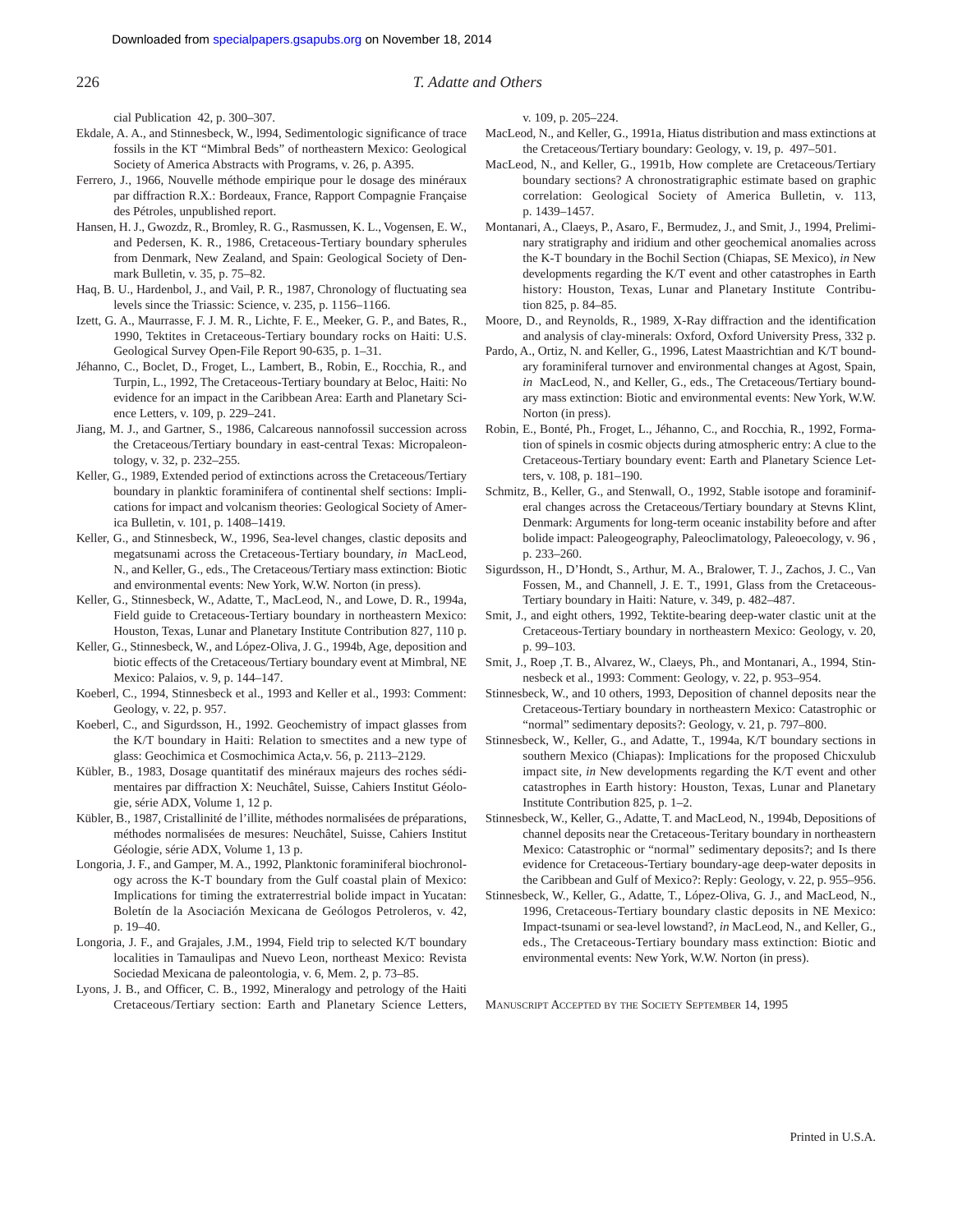cial Publication 42, p. 300–307.

Ekdale, A. A., and Stinnesbeck, W., l994, Sedimentologic significance of trace fossils in the KT "Mimbral Beds" of northeastern Mexico: Geological Society of America Abstracts with Programs, v. 26, p. A395.

Ferrero, J., 1966, Nouvelle méthode empirique pour le dosage des minéraux par diffraction R.X.: Bordeaux, France, Rapport Compagnie Française des Pétroles, unpublished report.

Hansen, H. J., Gwozdz, R., Bromley, R. G., Rasmussen, K. L., Vogensen, E. W., and Pedersen, K. R., 1986, Cretaceous-Tertiary boundary spherules from Denmark, New Zealand, and Spain: Geological Society of Denmark Bulletin, v. 35, p. 75–82.

Haq, B. U., Hardenbol, J., and Vail, P. R., 1987, Chronology of fluctuating sea levels since the Triassic: Science, v. 235, p. 1156–1166.

Izett, G. A., Maurrasse, F. J. M. R., Lichte, F. E., Meeker, G. P., and Bates, R., 1990, Tektites in Cretaceous-Tertiary boundary rocks on Haiti: U.S. Geological Survey Open-File Report 90-635, p. 1–31.

Jéhanno, C., Boclet, D., Froget, L., Lambert, B., Robin, E., Rocchia, R., and Turpin, L., 1992, The Cretaceous-Tertiary boundary at Beloc, Haiti: No evidence for an impact in the Caribbean Area: Earth and Planetary Science Letters, v. 109, p. 229–241.

Jiang, M. J., and Gartner, S., 1986, Calcareous nannofossil succession across the Cretaceous/Tertiary boundary in east-central Texas: Micropaleontology, v. 32, p. 232–255.

Keller, G., 1989, Extended period of extinctions across the Cretaceous/Tertiary boundary in planktic foraminifera of continental shelf sections: Implications for impact and volcanism theories: Geological Society of America Bulletin, v. 101, p. 1408–1419.

Keller, G., and Stinnesbeck, W., 1996, Sea-level changes, clastic deposits and megatsunami across the Cretaceous-Tertiary boundary, *in* MacLeod, N., and Keller, G., eds., The Cretaceous/Tertiary mass extinction: Biotic and environmental events: New York, W.W. Norton (in press).

Keller, G., Stinnesbeck, W., Adatte, T., MacLeod, N., and Lowe, D. R., 1994a, Field guide to Cretaceous-Tertiary boundary in northeastern Mexico: Houston, Texas, Lunar and Planetary Institute Contribution 827, 110 p.

Keller, G., Stinnesbeck, W., and López-Oliva, J. G., 1994b, Age, deposition and biotic effects of the Cretaceous/Tertiary boundary event at Mimbral, NE Mexico: Palaios, v. 9, p. 144–147.

Koeberl, C., 1994, Stinnesbeck et al., 1993 and Keller et al., 1993: Comment: Geology, v. 22, p. 957.

Koeberl, C., and Sigurdsson, H., 1992. Geochemistry of impact glasses from the K/T boundary in Haiti: Relation to smectites and a new type of glass: Geochimica et Cosmochimica Acta,v. 56, p. 2113–2129.

Kübler, B., 1983, Dosage quantitatif des minéraux majeurs des roches sédimentaires par diffraction X: Neuchâtel, Suisse, Cahiers Institut Géologie, série ADX, Volume 1, 12 p.

Kübler, B., 1987, Cristallinité de l'illite, méthodes normalisées de préparations, méthodes normalisées de mesures: Neuchâtel, Suisse, Cahiers Institut Géologie, série ADX, Volume 1, 13 p.

Longoria, J. F., and Gamper, M. A., 1992, Planktonic foraminiferal biochronology across the K-T boundary from the Gulf coastal plain of Mexico: Implications for timing the extraterrestrial bolide impact in Yucatan: Boletín de la Asociación Mexicana de Geólogos Petroleros, v. 42, p. 19–40.

Longoria, J. F., and Grajales, J.M., 1994, Field trip to selected K/T boundary localities in Tamaulipas and Nuevo Leon, northeast Mexico: Revista Sociedad Mexicana de paleontologia, v. 6, Mem. 2, p. 73–85.

Lyons, J. B., and Officer, C. B., 1992, Mineralogy and petrology of the Haiti Cretaceous/Tertiary section: Earth and Planetary Science Letters, v. 109, p. 205–224.

MacLeod, N., and Keller, G., 1991a, Hiatus distribution and mass extinctions at the Cretaceous/Tertiary boundary: Geology, v. 19, p. 497–501.

MacLeod, N., and Keller, G., 1991b, How complete are Cretaceous/Tertiary boundary sections? A chronostratigraphic estimate based on graphic correlation: Geological Society of America Bulletin, v. 113, p. 1439–1457.

Montanari, A., Claeys, P., Asaro, F., Bermudez, J., and Smit, J., 1994, Preliminary stratigraphy and iridium and other geochemical anomalies across the K-T boundary in the Bochil Section (Chiapas, SE Mexico), *in* New developments regarding the K/T event and other catastrophes in Earth history: Houston, Texas, Lunar and Planetary Institute Contribution 825, p. 84–85.

Moore, D., and Reynolds, R., 1989, X-Ray diffraction and the identification and analysis of clay-minerals: Oxford, Oxford University Press, 332 p.

Pardo, A., Ortiz, N. and Keller, G., 1996, Latest Maastrichtian and K/T boundary foraminiferal turnover and environmental changes at Agost, Spain, *in* MacLeod, N., and Keller, G., eds., The Cretaceous/Tertiary boundary mass extinction: Biotic and environmental events: New York, W.W. Norton (in press).

Robin, E., Bonté, Ph., Froget, L., Jéhanno, C., and Rocchia, R., 1992, Formation of spinels in cosmic objects during atmospheric entry: A clue to the Cretaceous-Tertiary boundary event: Earth and Planetary Science Letters, v. 108, p. 181–190.

Schmitz, B., Keller, G., and Stenwall, O., 1992, Stable isotope and foraminiferal changes across the Cretaceous/Tertiary boundary at Stevns Klint, Denmark: Arguments for long-term oceanic instability before and after bolide impact: Paleogeography, Paleoclimatology, Paleoecology, v. 96 , p. 233–260.

Sigurdsson, H., D'Hondt, S., Arthur, M. A., Bralower, T. J., Zachos, J. C., Van Fossen, M., and Channell, J. E. T., 1991, Glass from the Cretaceous-Tertiary boundary in Haiti: Nature, v. 349, p. 482–487.

Smit, J., and eight others, 1992, Tektite-bearing deep-water clastic unit at the Cretaceous-Tertiary boundary in northeastern Mexico: Geology, v. 20, p. 99–103.

Smit, J., Roep ,T. B., Alvarez, W., Claeys, Ph., and Montanari, A., 1994, Stinnesbeck et al., 1993: Comment: Geology, v. 22, p. 953–954.

Stinnesbeck, W., and 10 others, 1993, Deposition of channel deposits near the Cretaceous-Tertiary boundary in northeastern Mexico: Catastrophic or "normal" sedimentary deposits?: Geology, v. 21, p. 797–800.

Stinnesbeck, W., Keller, G., and Adatte, T., 1994a, K/T boundary sections in southern Mexico (Chiapas): Implications for the proposed Chicxulub impact site, *in* New developments regarding the K/T event and other catastrophes in Earth history: Houston, Texas, Lunar and Planetary Institute Contribution 825, p. 1–2.

Stinnesbeck, W., Keller, G., Adatte, T. and MacLeod, N., 1994b, Depositions of channel deposits near the Cretaceous-Teritary boundary in northeastern Mexico: Catastrophic or "normal" sedimentary deposits?; and Is there evidence for Cretaceous-Tertiary boundary-age deep-water deposits in the Caribbean and Gulf of Mexico?: Reply: Geology, v. 22, p. 955–956.

Stinnesbeck, W., Keller, G., Adatte, T., López-Oliva, G. J., and MacLeod, N., 1996, Cretaceous-Tertiary boundary clastic deposits in NE Mexico: Impact-tsunami or sea-level lowstand?, *in* MacLeod, N., and Keller, G., eds., The Cretaceous-Tertiary boundary mass extinction: Biotic and environmental events: New York, W.W. Norton (in press).

Manuscript Accepted by the Society September 14, 1995

Printed in U.S.A.